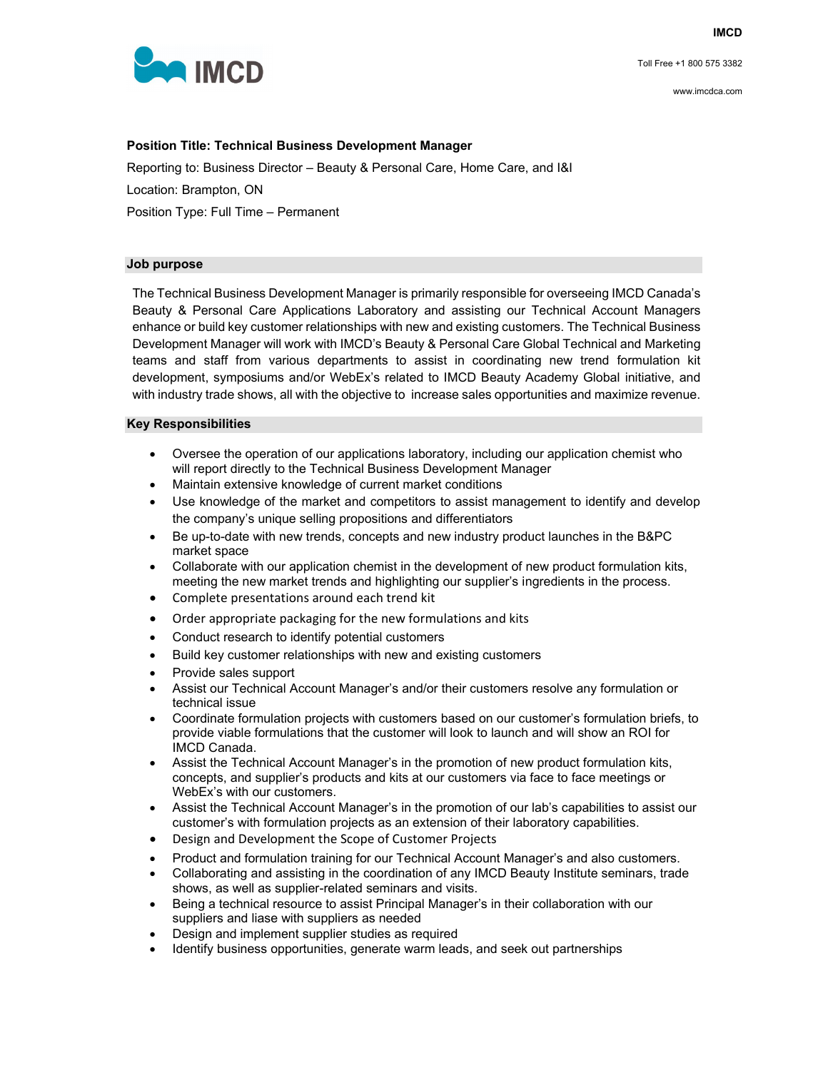IMCD

Toll Free +1 800 575 3382

www.imcdca.com

**Position Title: Technical Business Development Manager**

Reporting to: Business Director – Beauty & Personal Care, Home Care, and I&I

Location: Brampton, ON

Position Type: Full Time – Permanent

## Job purpose

The Technical Business Development Manager is primarily responsible for overseeing IMCD Canada's Beauty & Personal Care Applications Laboratory and assisting our Technical Account Managers enhance or build key customer relationships with new and existing customers. The Technical Business Development Manager will work with IMCD's Beauty & Personal Care Global Technical and Marketing teams and staff from various departments to assist in coordinating new trend formulation kit development, symposiums and/or WebEx's related to IMCD Beauty Academy Global initiative, and with industry trade shows, all with the objective to increase sales opportunities and maximize revenue.

## Key Responsibilities

- Oversee the operation of our applications laboratory, including our application chemist who will report directly to the Technical Business Development Manager
- Maintain extensive knowledge of current market conditions
- Use knowledge of the market and competitors to assist management to identify and develop the company's unique selling propositions and differentiators
- Be up-to-date with new trends, concepts and new industry product launches in the B&PC market space
- Collaborate with our application chemist in the development of new product formulation kits, meeting the new market trends and highlighting our supplier's ingredients in the process.
- Complete presentations around each trend kit
- Order appropriate packaging for the new formulations and kits
- Conduct research to identify potential customers
- Build key customer relationships with new and existing customers
- Provide sales support
- Assist our Technical Account Manager's and/or their customers resolve any formulation or technical issue
- Coordinate formulation projects with customers based on our customer's formulation briefs, to provide viable formulations that the customer will look to launch and will show an ROI for IMCD Canada.
- Assist the Technical Account Manager's in the promotion of new product formulation kits, concepts, and supplier's products and kits at our customers via face to face meetings or WebEx's with our customers.
- Assist the Technical Account Manager's in the promotion of our lab's capabilities to assist our customer's with formulation projects as an extension of their laboratory capabilities.
- Design and Development the Scope of Customer Projects
- Product and formulation training for our Technical Account Manager's and also customers.
- Collaborating and assisting in the coordination of any IMCD Beauty Institute seminars, trade shows, as well as supplier-related seminars and visits.
- Being a technical resource to assist Principal Manager's in their collaboration with our suppliers and liase with suppliers as needed
- Design and implement supplier studies as required
- Identify business opportunities, generate warm leads, and seek out partnerships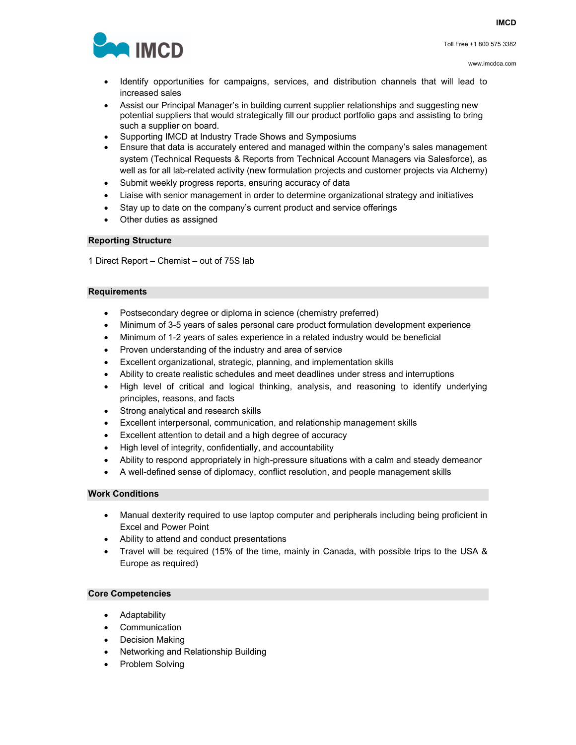- Identify opportunities for campaigns, services, and distribution channels that will lead to increased sales
- Assist our Principal Manager's in building current supplier relationships and suggesting new potential suppliers that would strategically fill our product portfolio gaps and assisting to bring such a supplier on board.
- Supporting IMCD at Industry Trade Shows and Symposiums
- Ensure that data is accurately entered and managed within the company's sales management system (Technical Requests & Reports from Technical Account Managers via Salesforce), as well as for all lab-related activity (new formulation projects and customer projects via Alchemy)
- Submit weekly progress reports, ensuring accuracy of data
- Liaise with senior management in order to determine organizational strategy and initiatives
- Stay up to date on the company's current product and service offerings
- Other duties as assigned

## Reporting Structure

1 Direct Report – Chemist – out of 75S lab

## Requirements

- Postsecondary degree or diploma in science (chemistry preferred)
- Minimum of 3-5 years of sales personal care product formulation development experience
- Minimum of 1-2 years of sales experience in a related industry would be beneficial
- Proven understanding of the industry and area of service
- Excellent organizational, strategic, planning, and implementation skills
- Ability to create realistic schedules and meet deadlines under stress and interruptions
- High level of critical and logical thinking, analysis, and reasoning to identify underlying principles, reasons, and facts
- Strong analytical and research skills
- Excellent interpersonal, communication, and relationship management skills
- Excellent attention to detail and a high degree of accuracy
- High level of integrity, confidentially, and accountability
- Ability to respond appropriately in high-pressure situations with a calm and steady demeanor
- A well-defined sense of diplomacy, conflict resolution, and people management skills

## Work Conditions

- Manual dexterity required to use laptop computer and peripherals including being proficient in Excel and Power Point
- Ability to attend and conduct presentations
- Travel will be required (15% of the time, mainly in Canada, with possible trips to the USA & Europe as required)

## Core Competencies

- Adaptability
- Communication
- Decision Making
- Networking and Relationship Building
- Problem Solving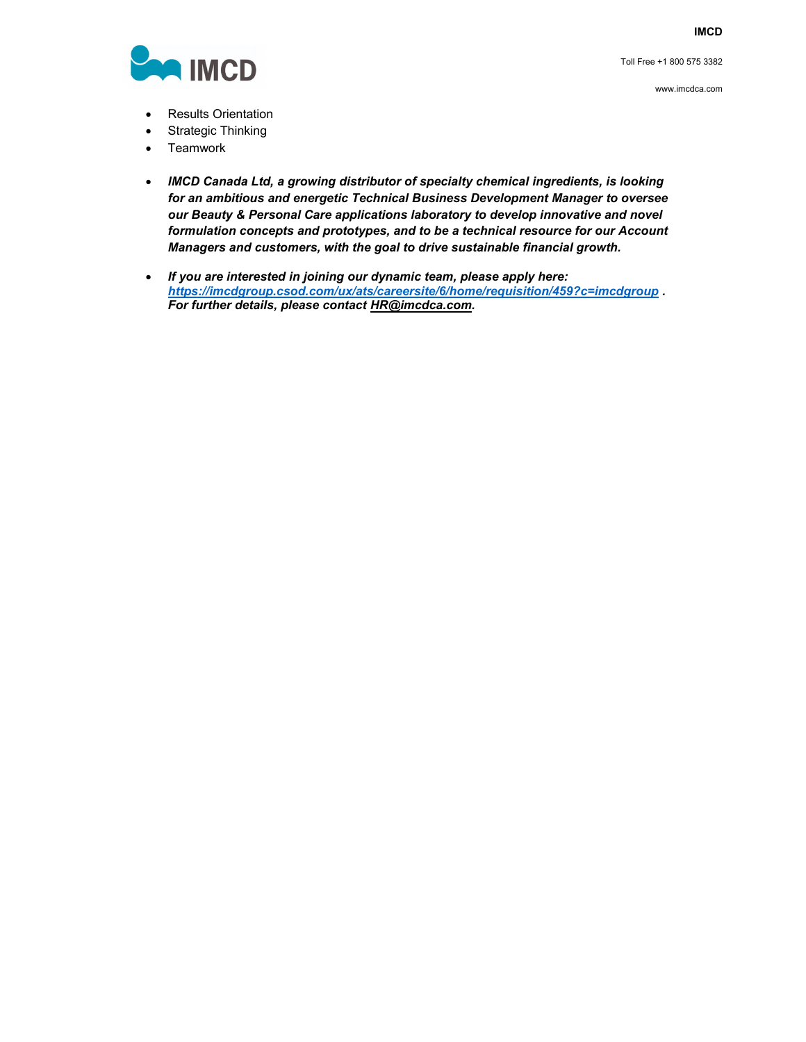- Results Orientation
- Strategic Thinking
- Teamwork

- ***IMCD Canada Ltd, a growing distributor of specialty chemical ingredients, is looking for an ambitious and energetic Technical Business Development Manager to oversee our Beauty & Personal Care applications laboratory to develop innovative and novel formulation concepts and prototypes, and to be a technical resource for our Account Managers and customers, with the goal to drive sustainable financial growth.***

- ***If you are interested in joining our dynamic team, please apply here: [https://imcdgroup.csod.com/ux/ats/careersite/6/home/requisition/459?c=imcdgroup](https://imcdgroup.csod.com/ux/ats/careersite/6/home/requisition/459?c=imcdgroup) . For further details, please contact HR@imcdca.com.***